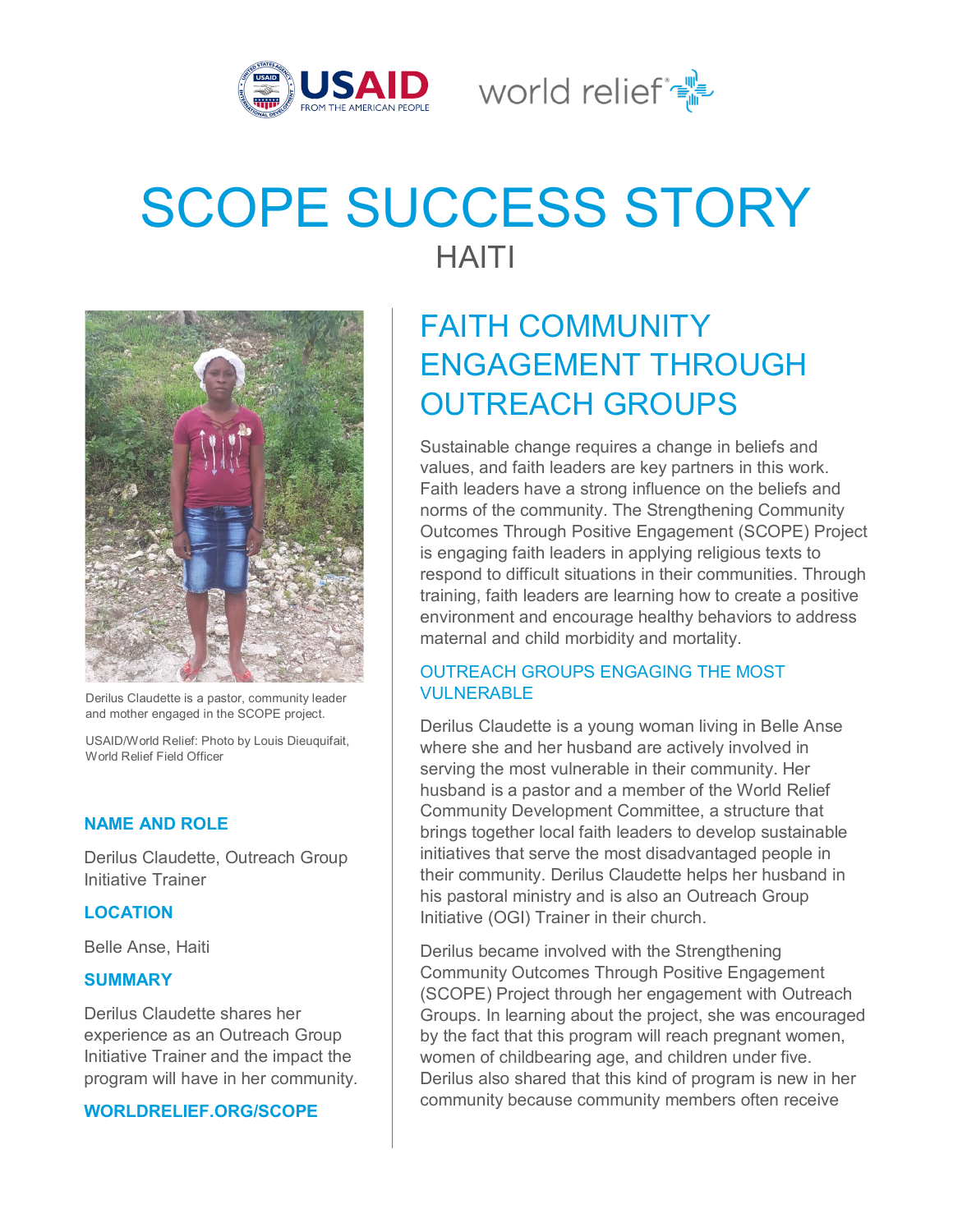# SCOPE SUCCESS STORY

## HAITI

Derilus Claudette is a pastor, community leader and mother engaged in the SCOPE project.

USAID/World Relief: Photo by Louis Dieuquifait, World Relief Field Officer

**NAME AND ROLE**

Derilus Claudette, Outreach Group Initiative Trainer

**LOCATION**

Belle Anse, Haiti

**SUMMARY**

Derilus Claudette shares her experience as an Outreach Group Initiative Trainer and the impact the program will have in her community.

**WORLDRELIEF.ORG/SCOPE**

## FAITH COMMUNITY ENGAGEMENT THROUGH OUTREACH GROUPS

Sustainable change requires a change in beliefs and values, and faith leaders are key partners in this work. Faith leaders have a strong influence on the beliefs and norms of the community. The Strengthening Community Outcomes Through Positive Engagement (SCOPE) Project is engaging faith leaders in applying religious texts to respond to difficult situations in their communities. Through training, faith leaders are learning how to create a positive environment and encourage healthy behaviors to address maternal and child morbidity and mortality.

### OUTREACH GROUPS ENGAGING THE MOST VULNERABLE

Derilus Claudette is a young woman living in Belle Anse where she and her husband are actively involved in serving the most vulnerable in their community. Her husband is a pastor and a member of the World Relief Community Development Committee, a structure that brings together local faith leaders to develop sustainable initiatives that serve the most disadvantaged people in their community. Derilus Claudette helps her husband in his pastoral ministry and is also an Outreach Group Initiative (OGI) Trainer in their church.

Derilus became involved with the Strengthening Community Outcomes Through Positive Engagement (SCOPE) Project through her engagement with Outreach Groups. In learning about the project, she was encouraged by the fact that this program will reach pregnant women, women of childbearing age, and children under five. Derilus also shared that this kind of program is new in her community because community members often receive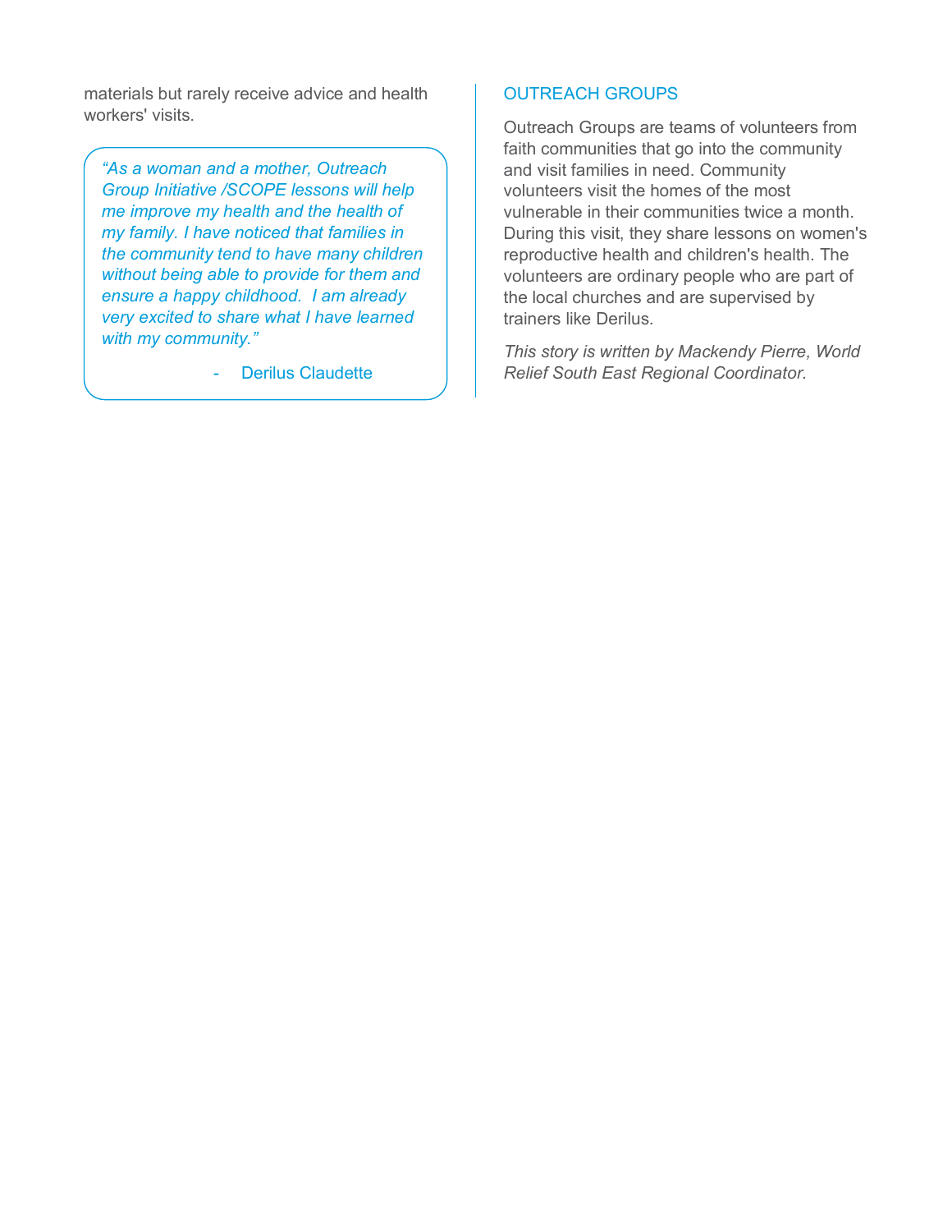materials but rarely receive advice and health workers' visits.

> *"As a woman and a mother, Outreach Group Initiative /SCOPE lessons will help me improve my health and the health of my family. I have noticed that families in the community tend to have many children without being able to provide for them and ensure a happy childhood.  I am already very excited to share what I have learned with my community."*
>
> - Derilus Claudette

## OUTREACH GROUPS

Outreach Groups are teams of volunteers from faith communities that go into the community and visit families in need. Community volunteers visit the homes of the most vulnerable in their communities twice a month. During this visit, they share lessons on women's reproductive health and children's health. The volunteers are ordinary people who are part of the local churches and are supervised by trainers like Derilus.

*This story is written by Mackendy Pierre, World Relief South East Regional Coordinator.*